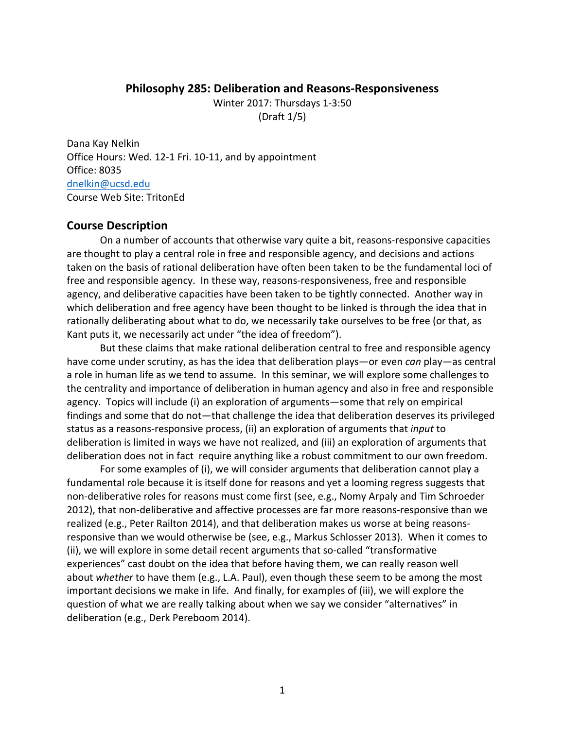**Philosophy 285: Deliberation and Reasons-Responsiveness**

Winter 2017: Thursdays 1-3:50

(Draft 1/5)

Dana Kay Nelkin
Office Hours: Wed. 12-1 Fri. 10-11, and by appointment
Office: 8035
dnelkin@ucsd.edu
Course Web Site: TritonEd

## Course Description

On a number of accounts that otherwise vary quite a bit, reasons-responsive capacities are thought to play a central role in free and responsible agency, and decisions and actions taken on the basis of rational deliberation have often been taken to be the fundamental loci of free and responsible agency. In these way, reasons-responsiveness, free and responsible agency, and deliberative capacities have been taken to be tightly connected. Another way in which deliberation and free agency have been thought to be linked is through the idea that in rationally deliberating about what to do, we necessarily take ourselves to be free (or that, as Kant puts it, we necessarily act under "the idea of freedom").

But these claims that make rational deliberation central to free and responsible agency have come under scrutiny, as has the idea that deliberation plays—or even *can* play—as central a role in human life as we tend to assume. In this seminar, we will explore some challenges to the centrality and importance of deliberation in human agency and also in free and responsible agency. Topics will include (i) an exploration of arguments—some that rely on empirical findings and some that do not—that challenge the idea that deliberation deserves its privileged status as a reasons-responsive process, (ii) an exploration of arguments that *input* to deliberation is limited in ways we have not realized, and (iii) an exploration of arguments that deliberation does not in fact require anything like a robust commitment to our own freedom.

For some examples of (i), we will consider arguments that deliberation cannot play a fundamental role because it is itself done for reasons and yet a looming regress suggests that non-deliberative roles for reasons must come first (see, e.g., Nomy Arpaly and Tim Schroeder 2012), that non-deliberative and affective processes are far more reasons-responsive than we realized (e.g., Peter Railton 2014), and that deliberation makes us worse at being reasons-responsive than we would otherwise be (see, e.g., Markus Schlosser 2013). When it comes to (ii), we will explore in some detail recent arguments that so-called "transformative experiences" cast doubt on the idea that before having them, we can really reason well about *whether* to have them (e.g., L.A. Paul), even though these seem to be among the most important decisions we make in life. And finally, for examples of (iii), we will explore the question of what we are really talking about when we say we consider "alternatives" in deliberation (e.g., Derk Pereboom 2014).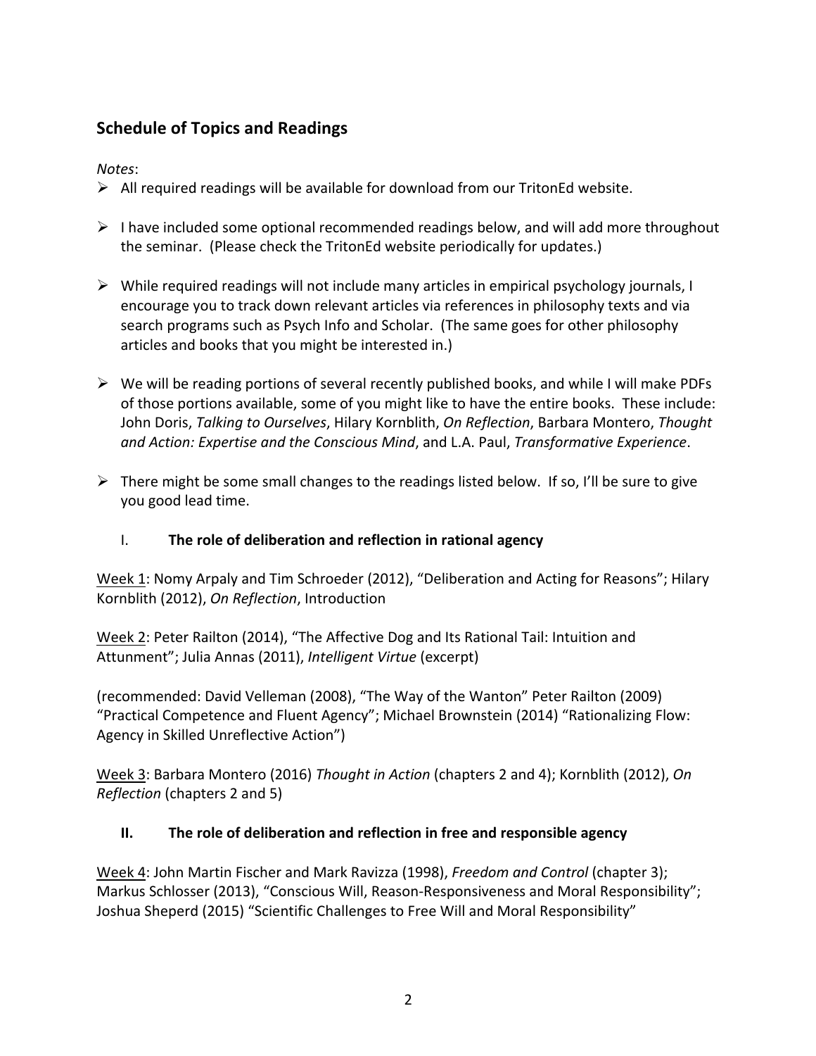## Schedule of Topics and Readings

*Notes*:

- All required readings will be available for download from our TritonEd website.
- I have included some optional recommended readings below, and will add more throughout the seminar. (Please check the TritonEd website periodically for updates.)
- While required readings will not include many articles in empirical psychology journals, I encourage you to track down relevant articles via references in philosophy texts and via search programs such as Psych Info and Scholar. (The same goes for other philosophy articles and books that you might be interested in.)
- We will be reading portions of several recently published books, and while I will make PDFs of those portions available, some of you might like to have the entire books. These include: John Doris, *Talking to Ourselves*, Hilary Kornblith, *On Reflection*, Barbara Montero, *Thought and Action: Expertise and the Conscious Mind*, and L.A. Paul, *Transformative Experience*.
- There might be some small changes to the readings listed below. If so, I'll be sure to give you good lead time.

### I. The role of deliberation and reflection in rational agency

Week 1: Nomy Arpaly and Tim Schroeder (2012), "Deliberation and Acting for Reasons"; Hilary Kornblith (2012), *On Reflection*, Introduction

Week 2: Peter Railton (2014), "The Affective Dog and Its Rational Tail: Intuition and Attunment"; Julia Annas (2011), *Intelligent Virtue* (excerpt)

(recommended: David Velleman (2008), "The Way of the Wanton" Peter Railton (2009) "Practical Competence and Fluent Agency"; Michael Brownstein (2014) "Rationalizing Flow: Agency in Skilled Unreflective Action")

Week 3: Barbara Montero (2016) *Thought in Action* (chapters 2 and 4); Kornblith (2012), *On Reflection* (chapters 2 and 5)

### II. The role of deliberation and reflection in free and responsible agency

Week 4: John Martin Fischer and Mark Ravizza (1998), *Freedom and Control* (chapter 3); Markus Schlosser (2013), "Conscious Will, Reason-Responsiveness and Moral Responsibility"; Joshua Sheperd (2015) "Scientific Challenges to Free Will and Moral Responsibility"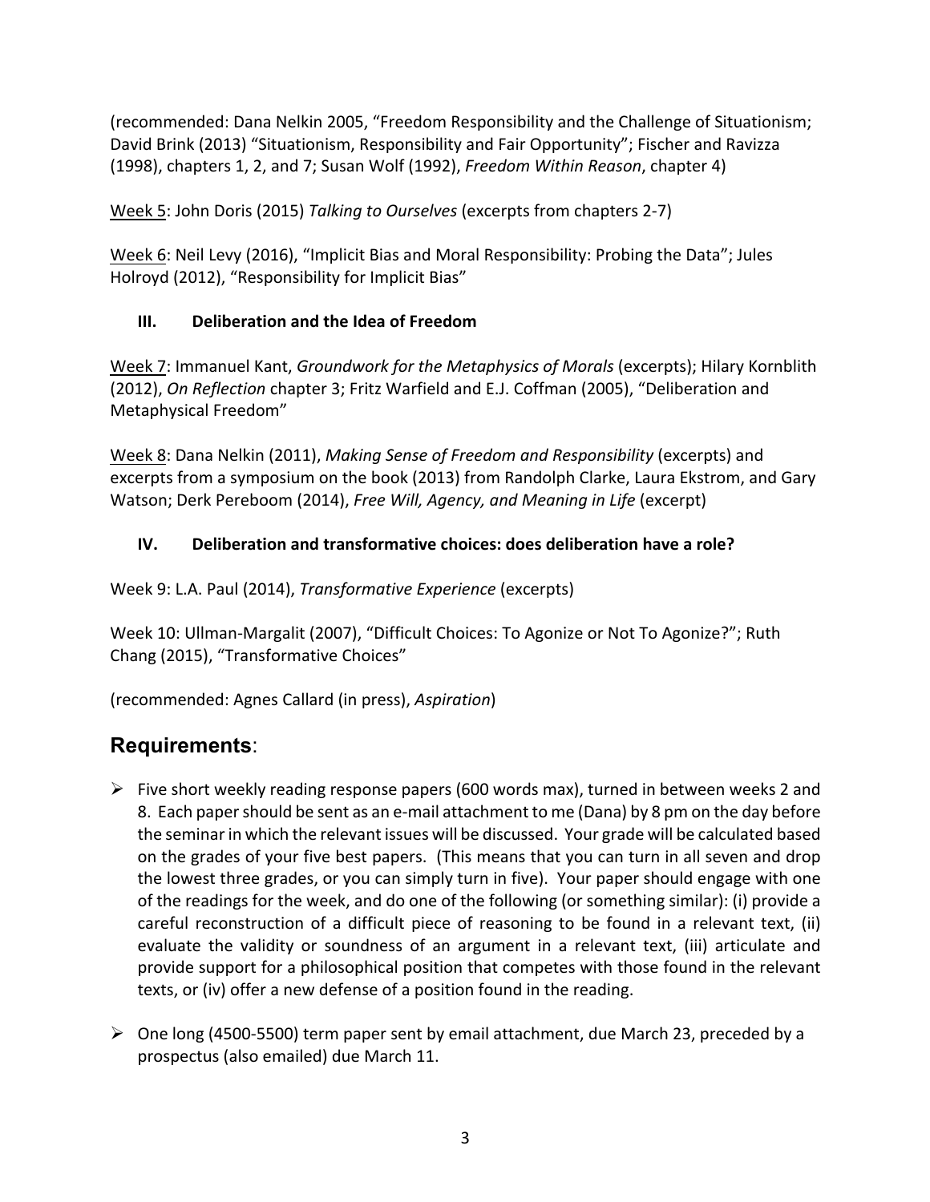(recommended: Dana Nelkin 2005, "Freedom Responsibility and the Challenge of Situationism; David Brink (2013) "Situationism, Responsibility and Fair Opportunity"; Fischer and Ravizza (1998), chapters 1, 2, and 7; Susan Wolf (1992), *Freedom Within Reason*, chapter 4)

Week 5: John Doris (2015) *Talking to Ourselves* (excerpts from chapters 2-7)

Week 6: Neil Levy (2016), "Implicit Bias and Moral Responsibility: Probing the Data"; Jules Holroyd (2012), "Responsibility for Implicit Bias"

### III. Deliberation and the Idea of Freedom

Week 7: Immanuel Kant, *Groundwork for the Metaphysics of Morals* (excerpts); Hilary Kornblith (2012), *On Reflection* chapter 3; Fritz Warfield and E.J. Coffman (2005), "Deliberation and Metaphysical Freedom"

Week 8: Dana Nelkin (2011), *Making Sense of Freedom and Responsibility* (excerpts) and excerpts from a symposium on the book (2013) from Randolph Clarke, Laura Ekstrom, and Gary Watson; Derk Pereboom (2014), *Free Will, Agency, and Meaning in Life* (excerpt)

### IV. Deliberation and transformative choices: does deliberation have a role?

Week 9: L.A. Paul (2014), *Transformative Experience* (excerpts)

Week 10: Ullman-Margalit (2007), "Difficult Choices: To Agonize or Not To Agonize?"; Ruth Chang (2015), "Transformative Choices"

(recommended: Agnes Callard (in press), *Aspiration*)

## **Requirements**:

- Five short weekly reading response papers (600 words max), turned in between weeks 2 and 8. Each paper should be sent as an e-mail attachment to me (Dana) by 8 pm on the day before the seminar in which the relevant issues will be discussed. Your grade will be calculated based on the grades of your five best papers. (This means that you can turn in all seven and drop the lowest three grades, or you can simply turn in five). Your paper should engage with one of the readings for the week, and do one of the following (or something similar): (i) provide a careful reconstruction of a difficult piece of reasoning to be found in a relevant text, (ii) evaluate the validity or soundness of an argument in a relevant text, (iii) articulate and provide support for a philosophical position that competes with those found in the relevant texts, or (iv) offer a new defense of a position found in the reading.

- One long (4500-5500) term paper sent by email attachment, due March 23, preceded by a prospectus (also emailed) due March 11.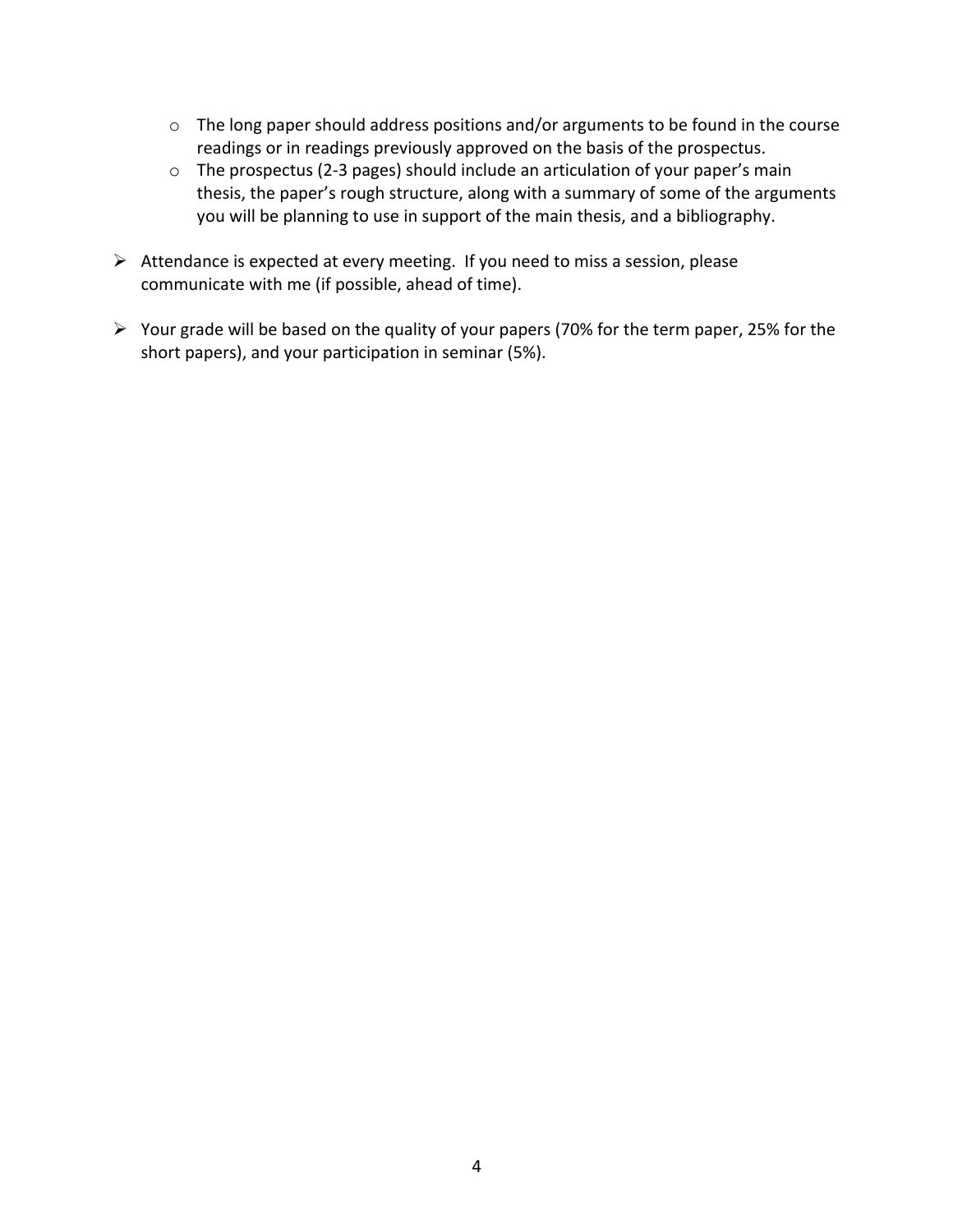- The long paper should address positions and/or arguments to be found in the course readings or in readings previously approved on the basis of the prospectus.
  - The prospectus (2-3 pages) should include an articulation of your paper's main thesis, the paper's rough structure, along with a summary of some of the arguments you will be planning to use in support of the main thesis, and a bibliography.

- Attendance is expected at every meeting. If you need to miss a session, please communicate with me (if possible, ahead of time).

- Your grade will be based on the quality of your papers (70% for the term paper, 25% for the short papers), and your participation in seminar (5%).